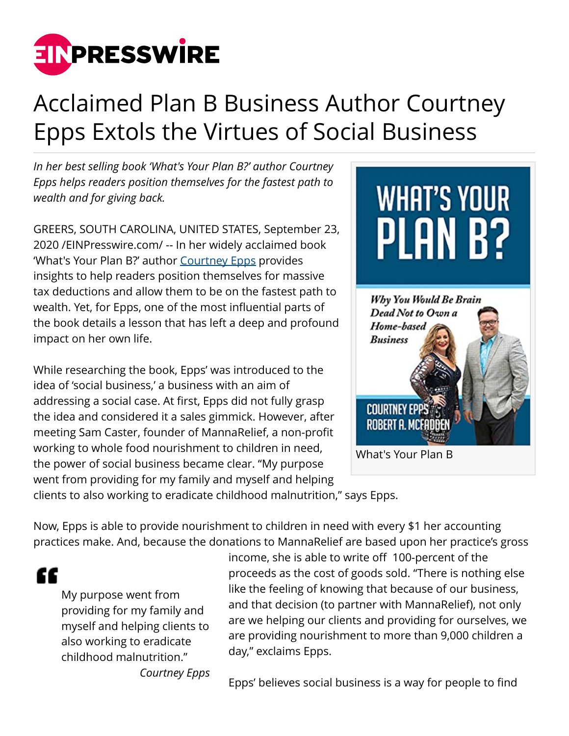# Acclaimed Plan B Business Author Courtney Epps Extols the Virtues of Social Business

*In her best selling book 'What's Your Plan B?' author Courtney Epps helps readers position themselves for the fastest path to wealth and for giving back.*

GREERS, SOUTH CAROLINA, UNITED STATES, September 23, 2020 /EINPresswire.com/ -- In her widely acclaimed book 'What's Your Plan B?' author Courtney Epps provides insights to help readers position themselves for massive tax deductions and allow them to be on the fastest path to wealth. Yet, for Epps, one of the most influential parts of the book details a lesson that has left a deep and profound impact on her own life.

What's Your Plan B

While researching the book, Epps' was introduced to the idea of 'social business,' a business with an aim of addressing a social case. At first, Epps did not fully grasp the idea and considered it a sales gimmick. However, after meeting Sam Caster, founder of MannaRelief, a non-profit working to whole food nourishment to children in need, the power of social business became clear. "My purpose went from providing for my family and myself and helping clients to also working to eradicate childhood malnutrition," says Epps.

Now, Epps is able to provide nourishment to children in need with every $1 her accounting practices make. And, because the donations to MannaRelief are based upon her practice's gross income, she is able to write off 100-percent of the proceeds as the cost of goods sold. "There is nothing else like the feeling of knowing that because of our business, and that decision (to partner with MannaRelief), not only are we helping our clients and providing for ourselves, we are providing nourishment to more than 9,000 children a day," exclaims Epps.

> My purpose went from providing for my family and myself and helping clients to also working to eradicate childhood malnutrition."
>
> *Courtney Epps*

Epps' believes social business is a way for people to find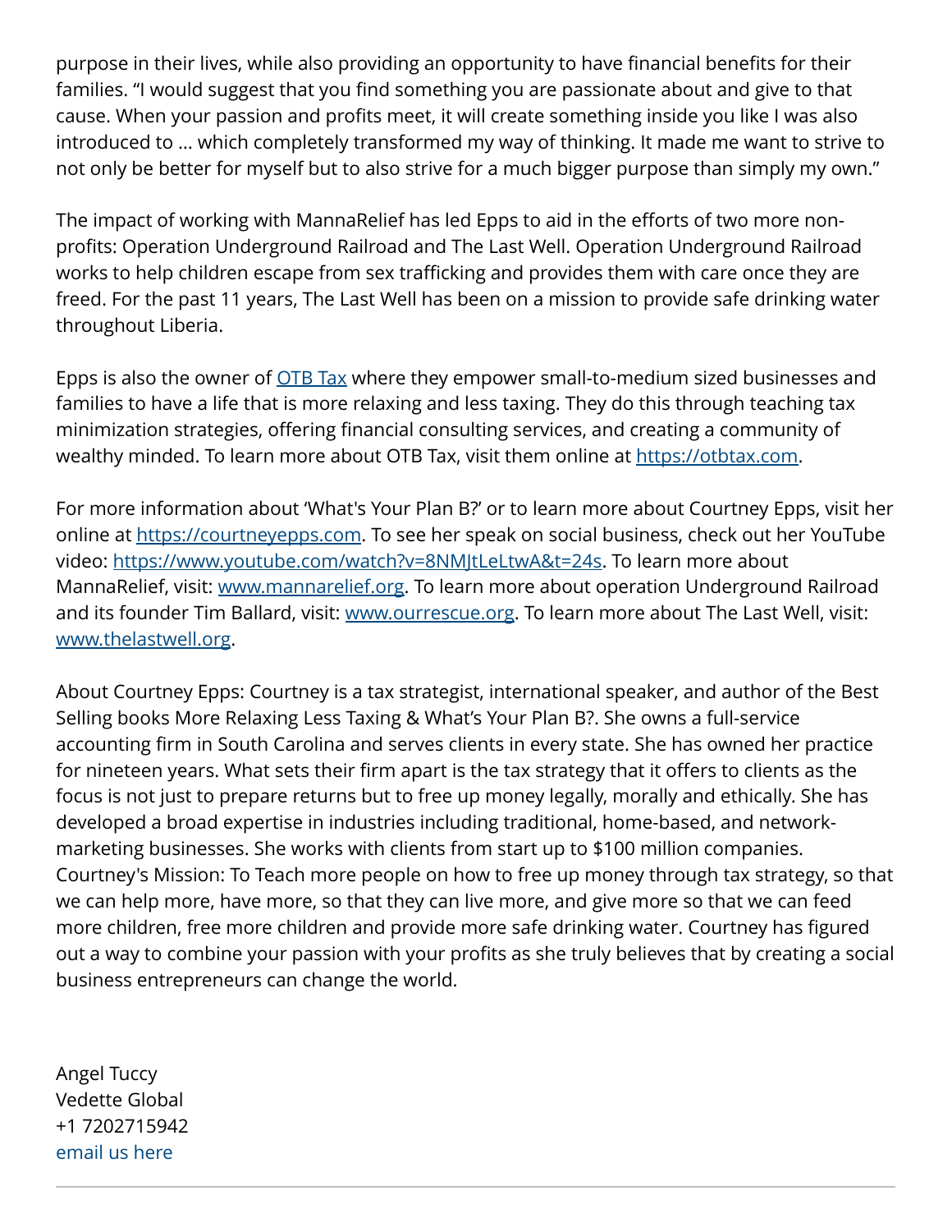purpose in their lives, while also providing an opportunity to have financial benefits for their families. “I would suggest that you find something you are passionate about and give to that cause. When your passion and profits meet, it will create something inside you like I was also introduced to … which completely transformed my way of thinking. It made me want to strive to not only be better for myself but to also strive for a much bigger purpose than simply my own.”

The impact of working with MannaRelief has led Epps to aid in the efforts of two more non-profits: Operation Underground Railroad and The Last Well. Operation Underground Railroad works to help children escape from sex trafficking and provides them with care once they are freed. For the past 11 years, The Last Well has been on a mission to provide safe drinking water throughout Liberia.

Epps is also the owner of [OTB Tax](https://otbtax.com) where they empower small-to-medium sized businesses and families to have a life that is more relaxing and less taxing. They do this through teaching tax minimization strategies, offering financial consulting services, and creating a community of wealthy minded. To learn more about OTB Tax, visit them online at [https://otbtax.com](https://otbtax.com).

For more information about ‘What's Your Plan B?’ or to learn more about Courtney Epps, visit her online at [https://courtneyepps.com](https://courtneyepps.com). To see her speak on social business, check out her YouTube video: [https://www.youtube.com/watch?v=8NMJtLeLtwA&t=24s](https://www.youtube.com/watch?v=8NMJtLeLtwA&t=24s). To learn more about MannaRelief, visit: [www.mannarelief.org](http://www.mannarelief.org). To learn more about operation Underground Railroad and its founder Tim Ballard, visit: [www.ourrescue.org](http://www.ourrescue.org). To learn more about The Last Well, visit: [www.thelastwell.org](http://www.thelastwell.org).

About Courtney Epps: Courtney is a tax strategist, international speaker, and author of the Best Selling books More Relaxing Less Taxing & What’s Your Plan B?. She owns a full-service accounting firm in South Carolina and serves clients in every state. She has owned her practice for nineteen years. What sets their firm apart is the tax strategy that it offers to clients as the focus is not just to prepare returns but to free up money legally, morally and ethically. She has developed a broad expertise in industries including traditional, home-based, and network-marketing businesses. She works with clients from start up to $100 million companies. Courtney's Mission: To Teach more people on how to free up money through tax strategy, so that we can help more, have more, so that they can live more, and give more so that we can feed more children, free more children and provide more safe drinking water. Courtney has figured out a way to combine your passion with your profits as she truly believes that by creating a social business entrepreneurs can change the world.

Angel Tuccy
Vedette Global
+1 7202715942
email us here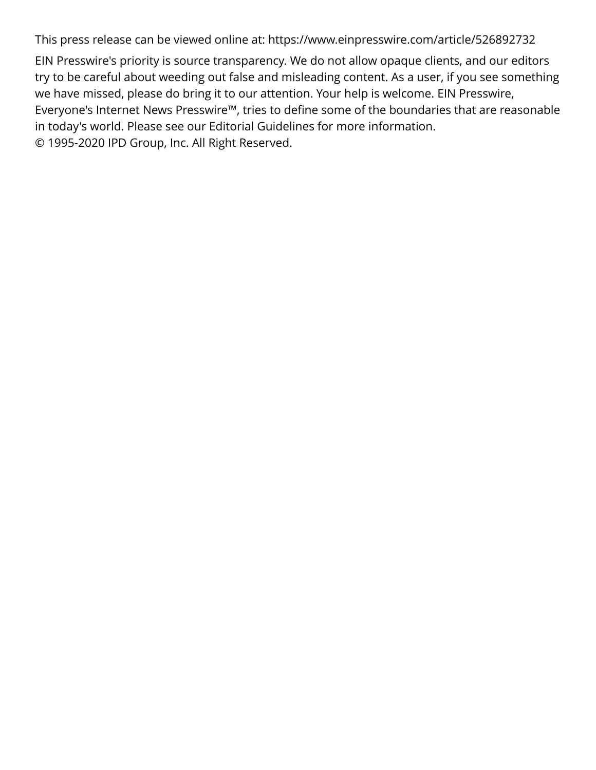This press release can be viewed online at: https://www.einpresswire.com/article/526892732

EIN Presswire's priority is source transparency. We do not allow opaque clients, and our editors try to be careful about weeding out false and misleading content. As a user, if you see something we have missed, please do bring it to our attention. Your help is welcome. EIN Presswire, Everyone's Internet News Presswire™, tries to define some of the boundaries that are reasonable in today's world. Please see our Editorial Guidelines for more information.
© 1995-2020 IPD Group, Inc. All Right Reserved.